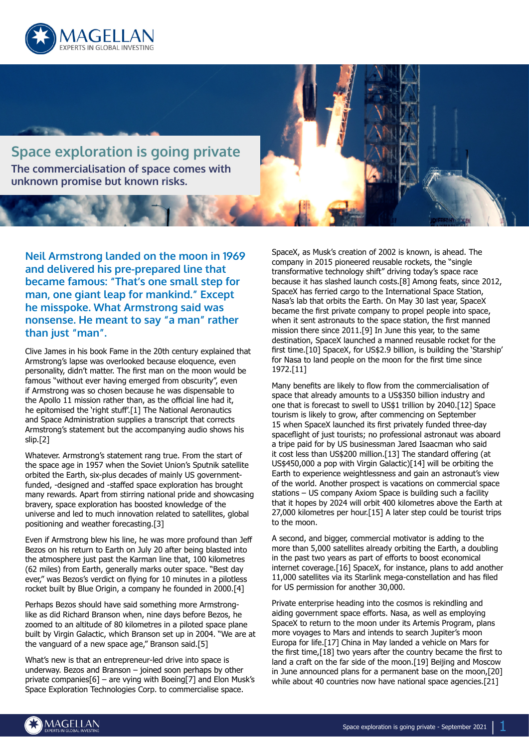# Space exploration is going private

## The commercialisation of space comes with unknown promise but known risks.

**Neil Armstrong landed on the moon in 1969 and delivered his pre-prepared line that became famous: "That's one small step for man, one giant leap for mankind." Except he misspoke. What Armstrong said was nonsense. He meant to say "a man" rather than just "man".**

Clive James in his book Fame in the 20th century explained that Armstrong's lapse was overlooked because eloquence, even personality, didn't matter. The first man on the moon would be famous "without ever having emerged from obscurity", even if Armstrong was so chosen because he was dispensable to the Apollo 11 mission rather than, as the official line had it, he epitomised the 'right stuff'.[1] The National Aeronautics and Space Administration supplies a transcript that corrects Armstrong's statement but the accompanying audio shows his slip.[2]

Whatever. Armstrong's statement rang true. From the start of the space age in 1957 when the Soviet Union's Sputnik satellite orbited the Earth, six-plus decades of mainly US government-funded, -designed and -staffed space exploration has brought many rewards. Apart from stirring national pride and showcasing bravery, space exploration has boosted knowledge of the universe and led to much innovation related to satellites, global positioning and weather forecasting.[3]

Even if Armstrong blew his line, he was more profound than Jeff Bezos on his return to Earth on July 20 after being blasted into the atmosphere just past the Karman line that, 100 kilometres (62 miles) from Earth, generally marks outer space. "Best day ever," was Bezos's verdict on flying for 10 minutes in a pilotless rocket built by Blue Origin, a company he founded in 2000.[4]

Perhaps Bezos should have said something more Armstrong-like as did Richard Branson when, nine days before Bezos, he zoomed to an altitude of 80 kilometres in a piloted space plane built by Virgin Galactic, which Branson set up in 2004. "We are at the vanguard of a new space age," Branson said.[5]

What's new is that an entrepreneur-led drive into space is underway. Bezos and Branson – joined soon perhaps by other private companies[6] – are vying with Boeing[7] and Elon Musk's Space Exploration Technologies Corp. to commercialise space.

SpaceX, as Musk's creation of 2002 is known, is ahead. The company in 2015 pioneered reusable rockets, the "single transformative technology shift" driving today's space race because it has slashed launch costs.[8] Among feats, since 2012, SpaceX has ferried cargo to the International Space Station, Nasa's lab that orbits the Earth. On May 30 last year, SpaceX became the first private company to propel people into space, when it sent astronauts to the space station, the first manned mission there since 2011.[9] In June this year, to the same destination, SpaceX launched a manned reusable rocket for the first time.[10] SpaceX, for US$2.9 billion, is building the 'Starship' for Nasa to land people on the moon for the first time since 1972.[11]

Many benefits are likely to flow from the commercialisation of space that already amounts to a US$350 billion industry and one that is forecast to swell to US$1 trillion by 2040.[12] Space tourism is likely to grow, after commencing on September 15 when SpaceX launched its first privately funded three-day spaceflight of just tourists; no professional astronaut was aboard a tripe paid for by US businessman Jared Isaacman who said it cost less than US$200 million.[13] The standard offering (at US$450,000 a pop with Virgin Galactic)[14] will be orbiting the Earth to experience weightlessness and gain an astronaut's view of the world. Another prospect is vacations on commercial space stations – US company Axiom Space is building such a facility that it hopes by 2024 will orbit 400 kilometres above the Earth at 27,000 kilometres per hour.[15] A later step could be tourist trips to the moon.

A second, and bigger, commercial motivator is adding to the more than 5,000 satellites already orbiting the Earth, a doubling in the past two years as part of efforts to boost economical internet coverage.[16] SpaceX, for instance, plans to add another 11,000 satellites via its Starlink mega-constellation and has filed for US permission for another 30,000.

Private enterprise heading into the cosmos is rekindling and aiding government space efforts. Nasa, as well as employing SpaceX to return to the moon under its Artemis Program, plans more voyages to Mars and intends to search Jupiter's moon Europa for life.[17] China in May landed a vehicle on Mars for the first time,[18] two years after the country became the first to land a craft on the far side of the moon.[19] Beijing and Moscow in June announced plans for a permanent base on the moon,[20] while about 40 countries now have national space agencies.[21]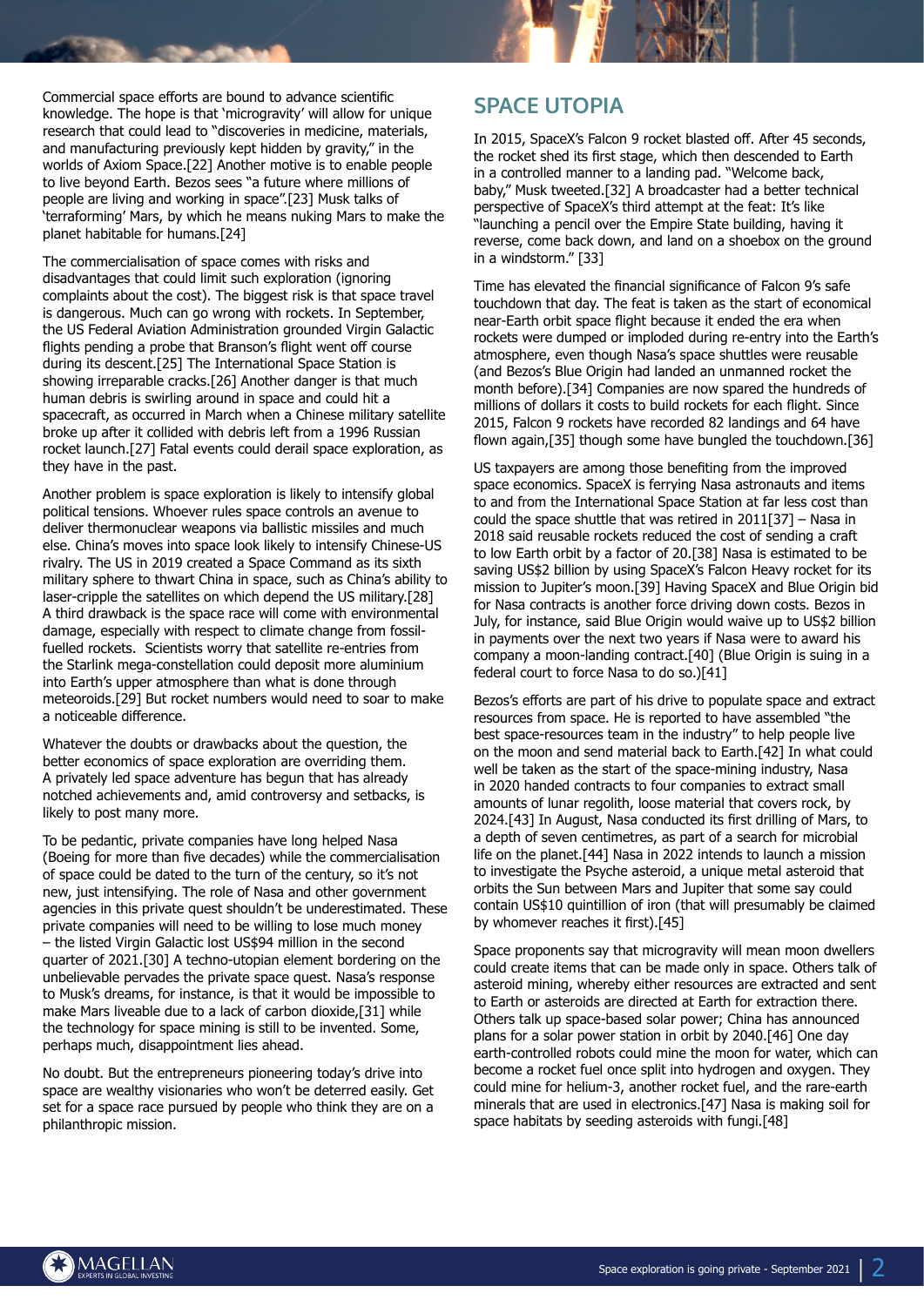Commercial space efforts are bound to advance scientific knowledge. The hope is that 'microgravity' will allow for unique research that could lead to "discoveries in medicine, materials, and manufacturing previously kept hidden by gravity," in the worlds of Axiom Space.[22] Another motive is to enable people to live beyond Earth. Bezos sees "a future where millions of people are living and working in space".[23] Musk talks of 'terraforming' Mars, by which he means nuking Mars to make the planet habitable for humans.[24]

The commercialisation of space comes with risks and disadvantages that could limit such exploration (ignoring complaints about the cost). The biggest risk is that space travel is dangerous. Much can go wrong with rockets. In September, the US Federal Aviation Administration grounded Virgin Galactic flights pending a probe that Branson's flight went off course during its descent.[25] The International Space Station is showing irreparable cracks.[26] Another danger is that much human debris is swirling around in space and could hit a spacecraft, as occurred in March when a Chinese military satellite broke up after it collided with debris left from a 1996 Russian rocket launch.[27] Fatal events could derail space exploration, as they have in the past.

Another problem is space exploration is likely to intensify global political tensions. Whoever rules space controls an avenue to deliver thermonuclear weapons via ballistic missiles and much else. China's moves into space look likely to intensify Chinese-US rivalry. The US in 2019 created a Space Command as its sixth military sphere to thwart China in space, such as China's ability to laser-cripple the satellites on which depend the US military.[28] A third drawback is the space race will come with environmental damage, especially with respect to climate change from fossil-fuelled rockets. Scientists worry that satellite re-entries from the Starlink mega-constellation could deposit more aluminium into Earth's upper atmosphere than what is done through meteoroids.[29] But rocket numbers would need to soar to make a noticeable difference.

Whatever the doubts or drawbacks about the question, the better economics of space exploration are overriding them. A privately led space adventure has begun that has already notched achievements and, amid controversy and setbacks, is likely to post many more.

To be pedantic, private companies have long helped Nasa (Boeing for more than five decades) while the commercialisation of space could be dated to the turn of the century, so it's not new, just intensifying. The role of Nasa and other government agencies in this private quest shouldn't be underestimated. These private companies will need to be willing to lose much money – the listed Virgin Galactic lost US$94 million in the second quarter of 2021.[30] A techno-utopian element bordering on the unbelievable pervades the private space quest. Nasa's response to Musk's dreams, for instance, is that it would be impossible to make Mars liveable due to a lack of carbon dioxide,[31] while the technology for space mining is still to be invented. Some, perhaps much, disappointment lies ahead.

No doubt. But the entrepreneurs pioneering today's drive into space are wealthy visionaries who won't be deterred easily. Get set for a space race pursued by people who think they are on a philanthropic mission.

## SPACE UTOPIA

In 2015, SpaceX's Falcon 9 rocket blasted off. After 45 seconds, the rocket shed its first stage, which then descended to Earth in a controlled manner to a landing pad. "Welcome back, baby," Musk tweeted.[32] A broadcaster had a better technical perspective of SpaceX's third attempt at the feat: It's like "launching a pencil over the Empire State building, having it reverse, come back down, and land on a shoebox on the ground in a windstorm." [33]

Time has elevated the financial significance of Falcon 9's safe touchdown that day. The feat is taken as the start of economical near-Earth orbit space flight because it ended the era when rockets were dumped or imploded during re-entry into the Earth's atmosphere, even though Nasa's space shuttles were reusable (and Bezos's Blue Origin had landed an unmanned rocket the month before).[34] Companies are now spared the hundreds of millions of dollars it costs to build rockets for each flight. Since 2015, Falcon 9 rockets have recorded 82 landings and 64 have flown again,[35] though some have bungled the touchdown.[36]

US taxpayers are among those benefiting from the improved space economics. SpaceX is ferrying Nasa astronauts and items to and from the International Space Station at far less cost than could the space shuttle that was retired in 2011[37] – Nasa in 2018 said reusable rockets reduced the cost of sending a craft to low Earth orbit by a factor of 20.[38] Nasa is estimated to be saving US$2 billion by using SpaceX's Falcon Heavy rocket for its mission to Jupiter's moon.[39] Having SpaceX and Blue Origin bid for Nasa contracts is another force driving down costs. Bezos in July, for instance, said Blue Origin would waive up to US$2 billion in payments over the next two years if Nasa were to award his company a moon-landing contract.[40] (Blue Origin is suing in a federal court to force Nasa to do so.)[41]

Bezos's efforts are part of his drive to populate space and extract resources from space. He is reported to have assembled "the best space-resources team in the industry" to help people live on the moon and send material back to Earth.[42] In what could well be taken as the start of the space-mining industry, Nasa in 2020 handed contracts to four companies to extract small amounts of lunar regolith, loose material that covers rock, by 2024.[43] In August, Nasa conducted its first drilling of Mars, to a depth of seven centimetres, as part of a search for microbial life on the planet.[44] Nasa in 2022 intends to launch a mission to investigate the Psyche asteroid, a unique metal asteroid that orbits the Sun between Mars and Jupiter that some say could contain US$10 quintillion of iron (that will presumably be claimed by whomever reaches it first).[45]

Space proponents say that microgravity will mean moon dwellers could create items that can be made only in space. Others talk of asteroid mining, whereby either resources are extracted and sent to Earth or asteroids are directed at Earth for extraction there. Others talk up space-based solar power; China has announced plans for a solar power station in orbit by 2040.[46] One day earth-controlled robots could mine the moon for water, which can become a rocket fuel once split into hydrogen and oxygen. They could mine for helium-3, another rocket fuel, and the rare-earth minerals that are used in electronics.[47] Nasa is making soil for space habitats by seeding asteroids with fungi.[48]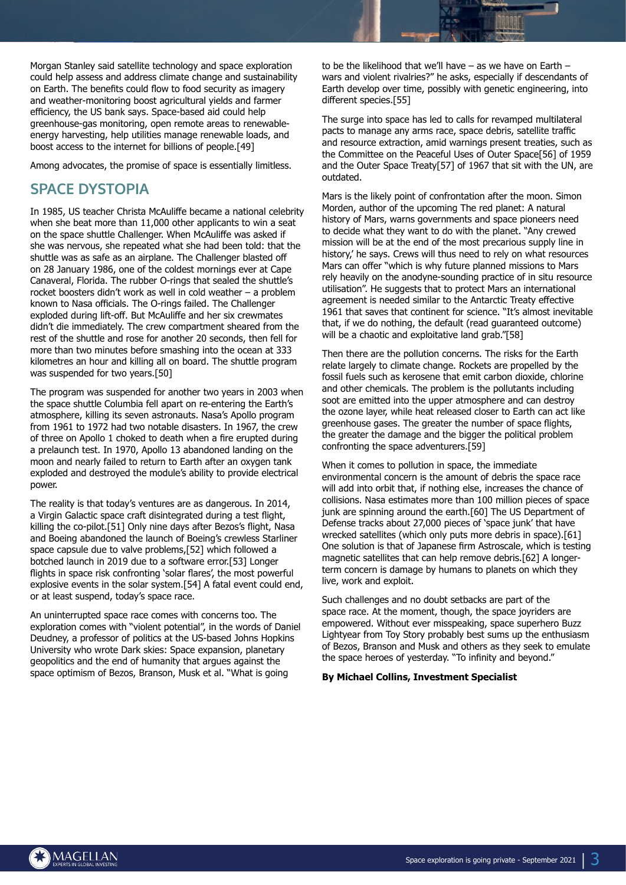Morgan Stanley said satellite technology and space exploration could help assess and address climate change and sustainability on Earth. The benefits could flow to food security as imagery and weather-monitoring boost agricultural yields and farmer efficiency, the US bank says. Space-based aid could help greenhouse-gas monitoring, open remote areas to renewable-energy harvesting, help utilities manage renewable loads, and boost access to the internet for billions of people.[49]

Among advocates, the promise of space is essentially limitless.

## SPACE DYSTOPIA

In 1985, US teacher Christa McAuliffe became a national celebrity when she beat more than 11,000 other applicants to win a seat on the space shuttle Challenger. When McAuliffe was asked if she was nervous, she repeated what she had been told: that the shuttle was as safe as an airplane. The Challenger blasted off on 28 January 1986, one of the coldest mornings ever at Cape Canaveral, Florida. The rubber O-rings that sealed the shuttle's rocket boosters didn't work as well in cold weather – a problem known to Nasa officials. The O-rings failed. The Challenger exploded during lift-off. But McAuliffe and her six crewmates didn't die immediately. The crew compartment sheared from the rest of the shuttle and rose for another 20 seconds, then fell for more than two minutes before smashing into the ocean at 333 kilometres an hour and killing all on board. The shuttle program was suspended for two years.[50]

The program was suspended for another two years in 2003 when the space shuttle Columbia fell apart on re-entering the Earth's atmosphere, killing its seven astronauts. Nasa's Apollo program from 1961 to 1972 had two notable disasters. In 1967, the crew of three on Apollo 1 choked to death when a fire erupted during a prelaunch test. In 1970, Apollo 13 abandoned landing on the moon and nearly failed to return to Earth after an oxygen tank exploded and destroyed the module's ability to provide electrical power.

The reality is that today's ventures are as dangerous. In 2014, a Virgin Galactic space craft disintegrated during a test flight, killing the co-pilot.[51] Only nine days after Bezos's flight, Nasa and Boeing abandoned the launch of Boeing's crewless Starliner space capsule due to valve problems,[52] which followed a botched launch in 2019 due to a software error.[53] Longer flights in space risk confronting 'solar flares', the most powerful explosive events in the solar system.[54] A fatal event could end, or at least suspend, today's space race.

An uninterrupted space race comes with concerns too. The exploration comes with "violent potential", in the words of Daniel Deudney, a professor of politics at the US-based Johns Hopkins University who wrote Dark skies: Space expansion, planetary geopolitics and the end of humanity that argues against the space optimism of Bezos, Branson, Musk et al. "What is going to be the likelihood that we'll have – as we have on Earth – wars and violent rivalries?" he asks, especially if descendants of Earth develop over time, possibly with genetic engineering, into different species.[55]

The surge into space has led to calls for revamped multilateral pacts to manage any arms race, space debris, satellite traffic and resource extraction, amid warnings present treaties, such as the Committee on the Peaceful Uses of Outer Space[56] of 1959 and the Outer Space Treaty[57] of 1967 that sit with the UN, are outdated.

Mars is the likely point of confrontation after the moon. Simon Morden, author of the upcoming The red planet: A natural history of Mars, warns governments and space pioneers need to decide what they want to do with the planet. "Any crewed mission will be at the end of the most precarious supply line in history,' he says. Crews will thus need to rely on what resources Mars can offer "which is why future planned missions to Mars rely heavily on the anodyne-sounding practice of in situ resource utilisation". He suggests that to protect Mars an international agreement is needed similar to the Antarctic Treaty effective 1961 that saves that continent for science. "It's almost inevitable that, if we do nothing, the default (read guaranteed outcome) will be a chaotic and exploitative land grab."[58]

Then there are the pollution concerns. The risks for the Earth relate largely to climate change. Rockets are propelled by the fossil fuels such as kerosene that emit carbon dioxide, chlorine and other chemicals. The problem is the pollutants including soot are emitted into the upper atmosphere and can destroy the ozone layer, while heat released closer to Earth can act like greenhouse gases. The greater the number of space flights, the greater the damage and the bigger the political problem confronting the space adventurers.[59]

When it comes to pollution in space, the immediate environmental concern is the amount of debris the space race will add into orbit that, if nothing else, increases the chance of collisions. Nasa estimates more than 100 million pieces of space junk are spinning around the earth.[60] The US Department of Defense tracks about 27,000 pieces of 'space junk' that have wrecked satellites (which only puts more debris in space).[61] One solution is that of Japanese firm Astroscale, which is testing magnetic satellites that can help remove debris.[62] A longer-term concern is damage by humans to planets on which they live, work and exploit.

Such challenges and no doubt setbacks are part of the space race. At the moment, though, the space joyriders are empowered. Without ever misspeaking, space superhero Buzz Lightyear from Toy Story probably best sums up the enthusiasm of Bezos, Branson and Musk and others as they seek to emulate the space heroes of yesterday. "To infinity and beyond."

**By Michael Collins, Investment Specialist**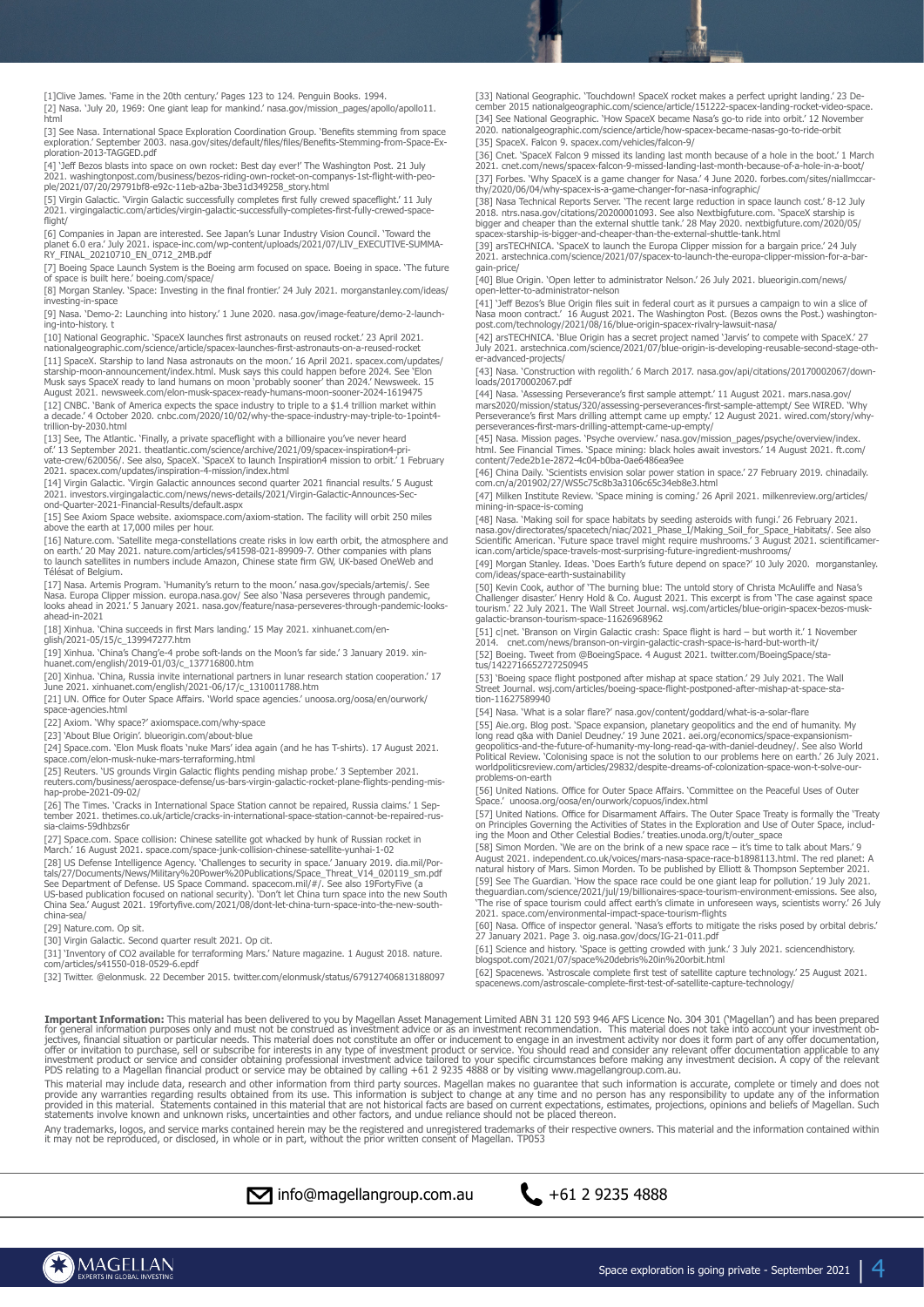[1]Clive James. 'Fame in the 20th century.' Pages 123 to 124. Penguin Books. 1994.

[2] Nasa. 'July 20, 1969: One giant leap for mankind.' nasa.gov/mission_pages/apollo/apollo11.html

[3] See Nasa. International Space Exploration Coordination Group. 'Benefits stemming from space exploration.' September 2003. nasa.gov/sites/default/files/files/Benefits-Stemming-from-Space-Exploration-2013-TAGGED.pdf

[4] 'Jeff Bezos blasts into space on own rocket: Best day ever!' The Washington Post. 21 July 2021. washingtonpost.com/business/bezos-riding-own-rocket-on-companys-1st-flight-with-people/2021/07/20/29791bf8-e92c-11eb-a2ba-3be31d349258_story.html

[5] Virgin Galactic. 'Virgin Galactic successfully completes first fully crewed spaceflight.' 11 July 2021. virgingalactic.com/articles/virgin-galactic-successfully-completes-first-fully-crewed-spaceflight/

[6] Companies in Japan are interested. See Japan's Lunar Industry Vision Council. 'Toward the planet 6.0 era.' July 2021. ispace-inc.com/wp-content/uploads/2021/07/LIV_EXECUTIVE-SUMMARY_FINAL_20210710_EN_0712_2MB.pdf

[7] Boeing Space Launch System is the Boeing arm focused on space. Boeing in space. 'The future of space is built here.' boeing.com/space/

[8] Morgan Stanley. 'Space: Investing in the final frontier.' 24 July 2021. morganstanley.com/ideas/investing-in-space

[9] Nasa. 'Demo-2: Launching into history.' 1 June 2020. nasa.gov/image-feature/demo-2-launching-into-history. t

[10] National Geographic. 'SpaceX launches first astronauts on reused rocket.' 23 April 2021. nationalgeographic.com/science/article/spacex-launches-first-astronauts-on-a-reused-rocket

[11] SpaceX. Starship to land Nasa astronauts on the moon.' 16 April 2021. spacex.com/updates/starship-moon-announcement/index.html. Musk says this could happen before 2024. See 'Elon Musk says SpaceX ready to land humans on moon 'probably sooner' than 2024.' Newsweek. 15 August 2021. newsweek.com/elon-musk-spacex-ready-humans-moon-sooner-2024-1619475

[12] CNBC. 'Bank of America expects the space industry to triple to a $1.4 trillion market within a decade.' 4 October 2020. cnbc.com/2020/10/02/why-the-space-industry-may-triple-to-1point4-trillion-by-2030.html

[13] See, The Atlantic. 'Finally, a private spaceflight with a billionaire you've never heard of.' 13 September 2021. theatlantic.com/science/archive/2021/09/spacex-inspiration4-private-crew/620056/. See also, SpaceX. 'SpaceX to launch Inspiration4 mission to orbit.' 1 February 2021. spacex.com/updates/inspiration-4-mission/index.html

[14] Virgin Galactic. 'Virgin Galactic announces second quarter 2021 financial results.' 5 August 2021. investors.virgingalactic.com/news/news-details/2021/Virgin-Galactic-Announces-Second-Quarter-2021-Financial-Results/default.aspx

[15] See Axiom Space website. axiomspace.com/axiom-station. The facility will orbit 250 miles above the earth at 17,000 miles per hour.

[16] Nature.com. 'Satellite mega-constellations create risks in low earth orbit, the atmosphere and on earth.' 20 May 2021. nature.com/articles/s41598-021-89909-7. Other companies with plans to launch satellites in numbers include Amazon, Chinese state firm GW, UK-based OneWeb and Télésat of Belgium.

[17] Nasa. Artemis Program. 'Humanity's return to the moon.' nasa.gov/specials/artemis/. See Nasa. Europa Clipper mission. europa.nasa.gov/ See also 'Nasa perseveres through pandemic, looks ahead in 2021.' 5 January 2021. nasa.gov/feature/nasa-perseveres-through-pandemic-looks-ahead-in-2021

[18] Xinhua. 'China succeeds in first Mars landing.' 15 May 2021. xinhuanet.com/english/2021-05/15/c_139947277.htm

[19] Xinhua. 'China's Chang'e-4 probe soft-lands on the Moon's far side.' 3 January 2019. xinhuanet.com/english/2019-01/03/c_137716800.htm

[20] Xinhua. 'China, Russia invite international partners in lunar research station cooperation.' 17 June 2021. xinhuanet.com/english/2021-06/17/c_1310011788.htm

[21] UN. Office for Outer Space Affairs. 'World space agencies.' unoosa.org/oosa/en/ourwork/space-agencies.html

[22] Axiom. 'Why space?' axiomspace.com/why-space

[23] 'About Blue Origin'. blueorigin.com/about-blue

[24] Space.com. 'Elon Musk floats 'nuke Mars' idea again (and he has T-shirts). 17 August 2021. space.com/elon-musk-nuke-mars-terraforming.html

[25] Reuters. 'US grounds Virgin Galactic flights pending mishap probe.' 3 September 2021. reuters.com/business/aerospace-defense/us-bars-virgin-galactic-rocket-plane-flights-pending-mishap-probe-2021-09-02/

[26] The Times. 'Cracks in International Space Station cannot be repaired, Russia claims.' 1 September 2021. thetimes.co.uk/article/cracks-in-international-space-station-cannot-be-repaired-russia-claims-59dhbzs6r

[27] Space.com. Space collision: Chinese satellite got whacked by hunk of Russian rocket in March.' 16 August 2021. space.com/space-junk-collision-chinese-satellite-yunhai-1-02

[28] US Defense Intelligence Agency. 'Challenges to security in space.' January 2019. dia.mil/Portals/27/Documents/News/Military%20Power%20Publications/Space_Threat_V14_020119_sm.pdf See Department of Defense. US Space Command. spacecom.mil/#/. See also 19FortyFive (a US-based publication focused on national security). 'Don't let China turn space into the new South China Sea.' August 2021. 19fortyfive.com/2021/08/dont-let-china-turn-space-into-the-new-south-china-sea/

[29] Nature.com. Op sit.

[30] Virgin Galactic. Second quarter result 2021. Op cit.

[31] 'Inventory of CO2 available for terraforming Mars.' Nature magazine. 1 August 2018. nature.com/articles/s41550-018-0529-6.epdf

[32] Twitter. @elonmusk. 22 December 2015. twitter.com/elonmusk/status/679127406813188097

[33] National Geographic. 'Touchdown! SpaceX rocket makes a perfect upright landing.' 23 December 2015 nationalgeographic.com/science/article/151222-spacex-landing-rocket-video-space.

[34] See National Geographic. 'How SpaceX became Nasa's go-to ride into orbit.' 12 November 2020. nationalgeographic.com/science/article/how-spacex-became-nasas-go-to-ride-orbit

[35] SpaceX. Falcon 9. spacex.com/vehicles/falcon-9/

[36] Cnet. 'SpaceX Falcon 9 missed its landing last month because of a hole in the boot.' 1 March 2021. cnet.com/news/spacex-falcon-9-missed-landing-last-month-because-of-a-hole-in-a-boot/

[37] Forbes. 'Why SpaceX is a game changer for Nasa.' 4 June 2020. forbes.com/sites/niallmccarthy/2020/06/04/why-spacex-is-a-game-changer-for-nasa-infographic/

[38] Nasa Technical Reports Server. 'The recent large reduction in space launch cost.' 8-12 July 2018. ntrs.nasa.gov/citations/20200001093. See also Nextbigfuture.com. 'SpaceX starship is bigger and cheaper than the external shuttle tank.' 28 May 2020. nextbigfuture.com/2020/05/spacex-starship-is-bigger-and-cheaper-than-the-external-shuttle-tank.html

[39] arsTECHNICA. 'SpaceX to launch the Europa Clipper mission for a bargain price.' 24 July 2021. arstechnica.com/science/2021/07/spacex-to-launch-the-europa-clipper-mission-for-a-bargain-price/

[40] Blue Origin. 'Open letter to administrator Nelson.' 26 July 2021. blueorigin.com/news/open-letter-to-administrator-nelson

[41] 'Jeff Bezos's Blue Origin files suit in federal court as it pursues a campaign to win a slice of Nasa moon contract.' 16 August 2021. The Washington Post. (Bezos owns the Post.) washingtonpost.com/technology/2021/08/16/blue-origin-spacex-rivalry-lawsuit-nasa/

[42] arsTECHNICA. 'Blue Origin has a secret project named 'Jarvis' to compete with SpaceX.' 27 July 2021. arstechnica.com/science/2021/07/blue-origin-is-developing-reusable-second-stage-other-advanced-projects/

[43] Nasa. 'Construction with regolith.' 6 March 2017. nasa.gov/api/citations/20170002067/downloads/20170002067.pdf

[44] Nasa. 'Assessing Perseverance's first sample attempt.' 11 August 2021. mars.nasa.gov/mars2020/mission/status/320/assessing-perseverances-first-sample-attempt/ See WIRED. 'Why Perseverance's first Mars drilling attempt came up empty.' 12 August 2021. wired.com/story/why-perseverances-first-mars-drilling-attempt-came-up-empty/

[45] Nasa. Mission pages. 'Psyche overview.' nasa.gov/mission_pages/psyche/overview/index.html. See Financial Times. 'Space mining: black holes await investors.' 14 August 2021. ft.com/content/7ede2b1e-2872-4c04-b0ba-0ae6486ea9ee

[46] China Daily. 'Scientists envision solar power station in space.' 27 February 2019. chinadaily.com.cn/a/201902/27/WS5c75c8b3a3106c65c34eb8e3.html

[47] Milken Institute Review. 'Space mining is coming.' 26 April 2021. milkenreview.org/articles/mining-in-space-is-coming

[48] Nasa. 'Making soil for space habitats by seeding asteroids with fungi.' 26 February 2021. nasa.gov/directorates/spacetech/niac/2021_Phase_I/Making_Soil_for_Space_Habitats/. See also Scientific American. 'Future space travel might require mushrooms.' 3 August 2021. scientificamerican.com/article/space-travels-most-surprising-future-ingredient-mushrooms/

[49] Morgan Stanley. Ideas. 'Does Earth's future depend on space?' 10 July 2020. morganstanley.com/ideas/space-earth-sustainability

[50] Kevin Cook, author of 'The burning blue: The untold story of Christa McAuliffe and Nasa's Challenger disaster.' Henry Hold & Co. August 2021. This excerpt is from 'The case against space tourism.' 22 July 2021. The Wall Street Journal. wsj.com/articles/blue-origin-spacex-bezos-musk-galactic-branson-tourism-space-11626968962

[51] c|net. 'Branson on Virgin Galactic crash: Space flight is hard – but worth it.' 1 November 2014. cnet.com/news/branson-on-virgin-galactic-crash-space-is-hard-but-worth-it/

[52] Boeing. Tweet from @BoeingSpace. 4 August 2021. twitter.com/BoeingSpace/status/1422716652727250945

[53] 'Boeing space flight postponed after mishap at space station.' 29 July 2021. The Wall Street Journal. wsj.com/articles/boeing-space-flight-postponed-after-mishap-at-space-station-11627589940

[54] Nasa. 'What is a solar flare?' nasa.gov/content/goddard/what-is-a-solar-flare

[55] Aie.org. Blog post. 'Space expansion, planetary geopolitics and the end of humanity. My long read q&a with Daniel Deudney.' 19 June 2021. aei.org/economics/space-expansionism-geopolitics-and-the-future-of-humanity-my-long-read-qa-with-daniel-deudney/. See also World Political Review. 'Colonising space is not the solution to our problems here on earth.' 26 July 2021. worldpoliticsreview.com/articles/29832/despite-dreams-of-colonization-space-won-t-solve-our-problems-on-earth

[56] United Nations. Office for Outer Space Affairs. 'Committee on the Peaceful Uses of Outer Space.' unoosa.org/oosa/en/ourwork/copuos/index.html

[57] United Nations. Office for Disarmament Affairs. The Outer Space Treaty is formally the 'Treaty on Principles Governing the Activities of States in the Exploration and Use of Outer Space, including the Moon and Other Celestial Bodies.' treaties.unoda.org/t/outer_space

[58] Simon Morden. 'We are on the brink of a new space race – it's time to talk about Mars.' 9 August 2021. independent.co.uk/voices/mars-nasa-space-race-b1898113.html. The red planet: A natural history of Mars. Simon Morden. To be published by Elliott & Thompson September 2021.

[59] See The Guardian. 'How the space race could be one giant leap for pollution.' 19 July 2021. theguardian.com/science/2021/jul/19/billionaires-space-tourism-environment-emissions. See also, 'The rise of space tourism could affect earth's climate in unforeseen ways, scientists worry.' 26 July 2021. space.com/environmental-impact-space-tourism-flights

[60] Nasa. Office of inspector general. 'Nasa's efforts to mitigate the risks posed by orbital debris.' 27 January 2021. Page 3. oig.nasa.gov/docs/IG-21-011.pdf

[61] Science and history. 'Space is getting crowded with junk.' 3 July 2021. sciencendhistory.blogspot.com/2021/07/space%20debris%20in%20orbit.html

[62] Spacenews. 'Astroscale complete first test of satellite capture technology.' 25 August 2021. spacenews.com/astroscale-complete-first-test-of-satellite-capture-technology/

**Important Information:** This material has been delivered to you by Magellan Asset Management Limited ABN 31 120 593 946 AFS Licence No. 304 301 ('Magellan') and has been prepared for general information purposes only and must not be construed as investment advice or as an investment recommendation. This material does not take into account your investment objectives, financial situation or particular needs. This material does not constitute an offer or inducement to engage in an investment activity nor does it form part of any offer documentation, offer or invitation to purchase, sell or subscribe for interests in any type of investment product or service. You should read and consider any relevant offer documentation applicable to any investment product or service and consider obtaining professional investment advice tailored to your specific circumstances before making any investment decision. A copy of the relevant PDS relating to a Magellan financial product or service may be obtained by calling +61 2 9235 4888 or by visiting www.magellangroup.com.au.

This material may include data, research and other information from third party sources. Magellan makes no guarantee that such information is accurate, complete or timely and does not provide any warranties regarding results obtained from its use. This information is subject to change at any time and no person has any responsibility to update any of the information provided in this material. Statements contained in this material that are not historical facts are based on current expectations, estimates, projections, opinions and beliefs of Magellan. Such statements involve known and unknown risks, uncertainties and other factors, and undue reliance should not be placed thereon.

Any trademarks, logos, and service marks contained herein may be the registered and unregistered trademarks of their respective owners. This material and the information contained within it may not be reproduced, or disclosed, in whole or in part, without the prior written consent of Magellan. TP053

info@magellangroup.com.au +61 2 9235 4888